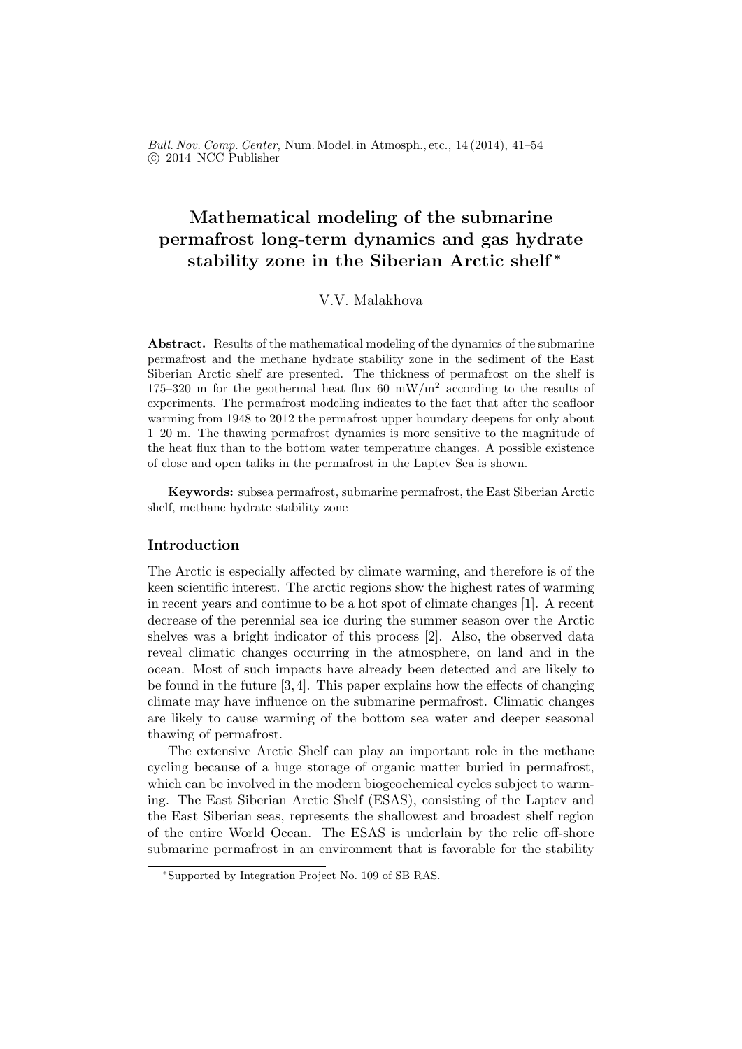# Mathematical modeling of the submarine permafrost long-term dynamics and gas hydrate stability zone in the Siberian Arctic shelf*

V.V. Malakhova

**Abstract.** Results of the mathematical modeling of the dynamics of the submarine permafrost and the methane hydrate stability zone in the sediment of the East Siberian Arctic shelf are presented. The thickness of permafrost on the shelf is 175–320 m for the geothermal heat flux 60 mW/m$^2$ according to the results of experiments. The permafrost modeling indicates to the fact that after the seafloor warming from 1948 to 2012 the permafrost upper boundary deepens for only about 1–20 m. The thawing permafrost dynamics is more sensitive to the magnitude of the heat flux than to the bottom water temperature changes. A possible existence of close and open taliks in the permafrost in the Laptev Sea is shown.

**Keywords:** subsea permafrost, submarine permafrost, the East Siberian Arctic shelf, methane hydrate stability zone

## Introduction

The Arctic is especially affected by climate warming, and therefore is of the keen scientific interest. The arctic regions show the highest rates of warming in recent years and continue to be a hot spot of climate changes [1]. A recent decrease of the perennial sea ice during the summer season over the Arctic shelves was a bright indicator of this process [2]. Also, the observed data reveal climatic changes occurring in the atmosphere, on land and in the ocean. Most of such impacts have already been detected and are likely to be found in the future [3,4]. This paper explains how the effects of changing climate may have influence on the submarine permafrost. Climatic changes are likely to cause warming of the bottom sea water and deeper seasonal thawing of permafrost.

The extensive Arctic Shelf can play an important role in the methane cycling because of a huge storage of organic matter buried in permafrost, which can be involved in the modern biogeochemical cycles subject to warming. The East Siberian Arctic Shelf (ESAS), consisting of the Laptev and the East Siberian seas, represents the shallowest and broadest shelf region of the entire World Ocean. The ESAS is underlain by the relic off-shore submarine permafrost in an environment that is favorable for the stability

*Supported by Integration Project No. 109 of SB RAS.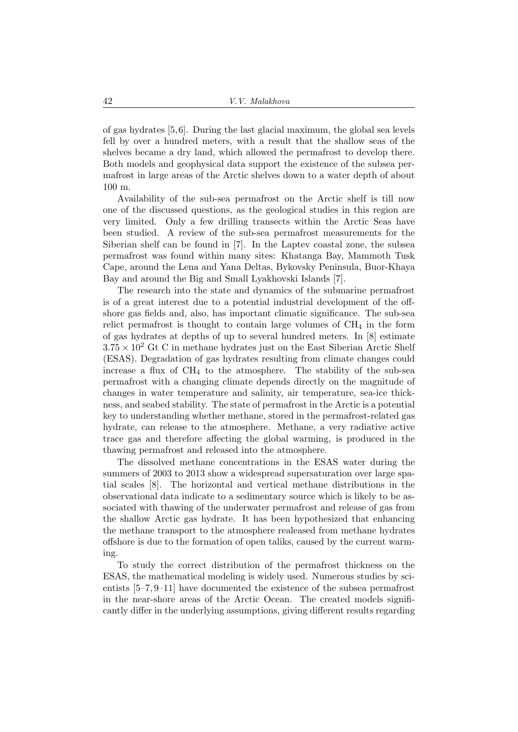of gas hydrates [5,6]. During the last glacial maximum, the global sea levels fell by over a hundred meters, with a result that the shallow seas of the shelves became a dry land, which allowed the permafrost to develop there. Both models and geophysical data support the existence of the subsea permafrost in large areas of the Arctic shelves down to a water depth of about 100 m.

Availability of the sub-sea permafrost on the Arctic shelf is till now one of the discussed questions, as the geological studies in this region are very limited. Only a few drilling transects within the Arctic Seas have been studied. A review of the sub-sea permafrost measurements for the Siberian shelf can be found in [7]. In the Laptev coastal zone, the subsea permafrost was found within many sites: Khatanga Bay, Mammoth Tusk Cape, around the Lena and Yana Deltas, Bykovsky Peninsula, Buor-Khaya Bay and around the Big and Small Lyakhovski Islands [7].

The research into the state and dynamics of the submarine permafrost is of a great interest due to a potential industrial development of the offshore gas fields and, also, has important climatic significance. The sub-sea relict permafrost is thought to contain large volumes of $CH_4$ in the form of gas hydrates at depths of up to several hundred meters. In [8] estimate $3.75 \times 10^2$ Gt C in methane hydrates just on the East Siberian Arctic Shelf (ESAS). Degradation of gas hydrates resulting from climate changes could increase a flux of $CH_4$ to the atmosphere. The stability of the sub-sea permafrost with a changing climate depends directly on the magnitude of changes in water temperature and salinity, air temperature, sea-ice thickness, and seabed stability. The state of permafrost in the Arctic is a potential key to understanding whether methane, stored in the permafrost-related gas hydrate, can release to the atmosphere. Methane, a very radiative active trace gas and therefore affecting the global warming, is produced in the thawing permafrost and released into the atmosphere.

The dissolved methane concentrations in the ESAS water during the summers of 2003 to 2013 show a widespread supersaturation over large spatial scales [8]. The horizontal and vertical methane distributions in the observational data indicate to a sedimentary source which is likely to be associated with thawing of the underwater permafrost and release of gas from the shallow Arctic gas hydrate. It has been hypothesized that enhancing the methane transport to the atmosphere realeased from methane hydrates offshore is due to the formation of open taliks, caused by the current warming.

To study the correct distribution of the permafrost thickness on the ESAS, the mathematical modeling is widely used. Numerous studies by scientists [5–7, 9–11] have documented the existence of the subsea permafrost in the near-shore areas of the Arctic Ocean. The created models significantly differ in the underlying assumptions, giving different results regarding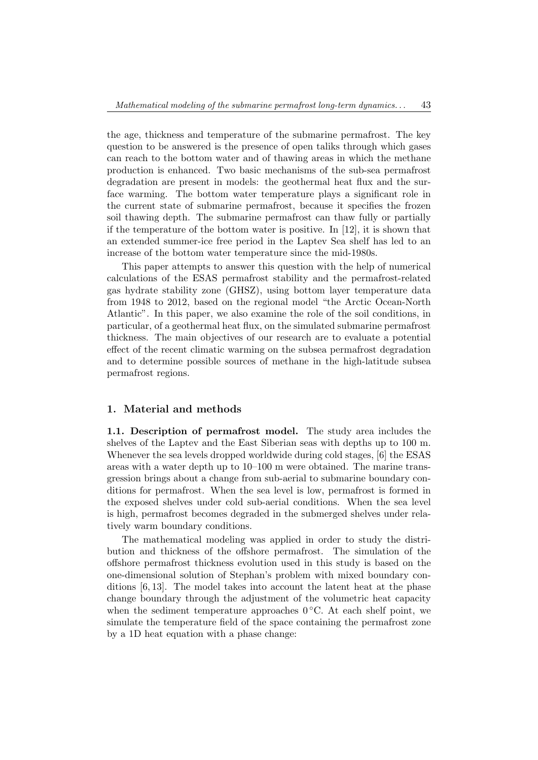the age, thickness and temperature of the submarine permafrost. The key question to be answered is the presence of open taliks through which gases can reach to the bottom water and of thawing areas in which the methane production is enhanced. Two basic mechanisms of the sub-sea permafrost degradation are present in models: the geothermal heat flux and the surface warming. The bottom water temperature plays a significant role in the current state of submarine permafrost, because it specifies the frozen soil thawing depth. The submarine permafrost can thaw fully or partially if the temperature of the bottom water is positive. In [12], it is shown that an extended summer-ice free period in the Laptev Sea shelf has led to an increase of the bottom water temperature since the mid-1980s.

This paper attempts to answer this question with the help of numerical calculations of the ESAS permafrost stability and the permafrost-related gas hydrate stability zone (GHSZ), using bottom layer temperature data from 1948 to 2012, based on the regional model "the Arctic Ocean-North Atlantic". In this paper, we also examine the role of the soil conditions, in particular, of a geothermal heat flux, on the simulated submarine permafrost thickness. The main objectives of our research are to evaluate a potential effect of the recent climatic warming on the subsea permafrost degradation and to determine possible sources of methane in the high-latitude subsea permafrost regions.

## 1. Material and methods

**1.1. Description of permafrost model.** The study area includes the shelves of the Laptev and the East Siberian seas with depths up to 100 m. Whenever the sea levels dropped worldwide during cold stages, [6] the ESAS areas with a water depth up to 10–100 m were obtained. The marine transgression brings about a change from sub-aerial to submarine boundary conditions for permafrost. When the sea level is low, permafrost is formed in the exposed shelves under cold sub-aerial conditions. When the sea level is high, permafrost becomes degraded in the submerged shelves under relatively warm boundary conditions.

The mathematical modeling was applied in order to study the distribution and thickness of the offshore permafrost. The simulation of the offshore permafrost thickness evolution used in this study is based on the one-dimensional solution of Stephan's problem with mixed boundary conditions [6, 13]. The model takes into account the latent heat at the phase change boundary through the adjustment of the volumetric heat capacity when the sediment temperature approaches $0\,^{\circ}$C. At each shelf point, we simulate the temperature field of the space containing the permafrost zone by a 1D heat equation with a phase change: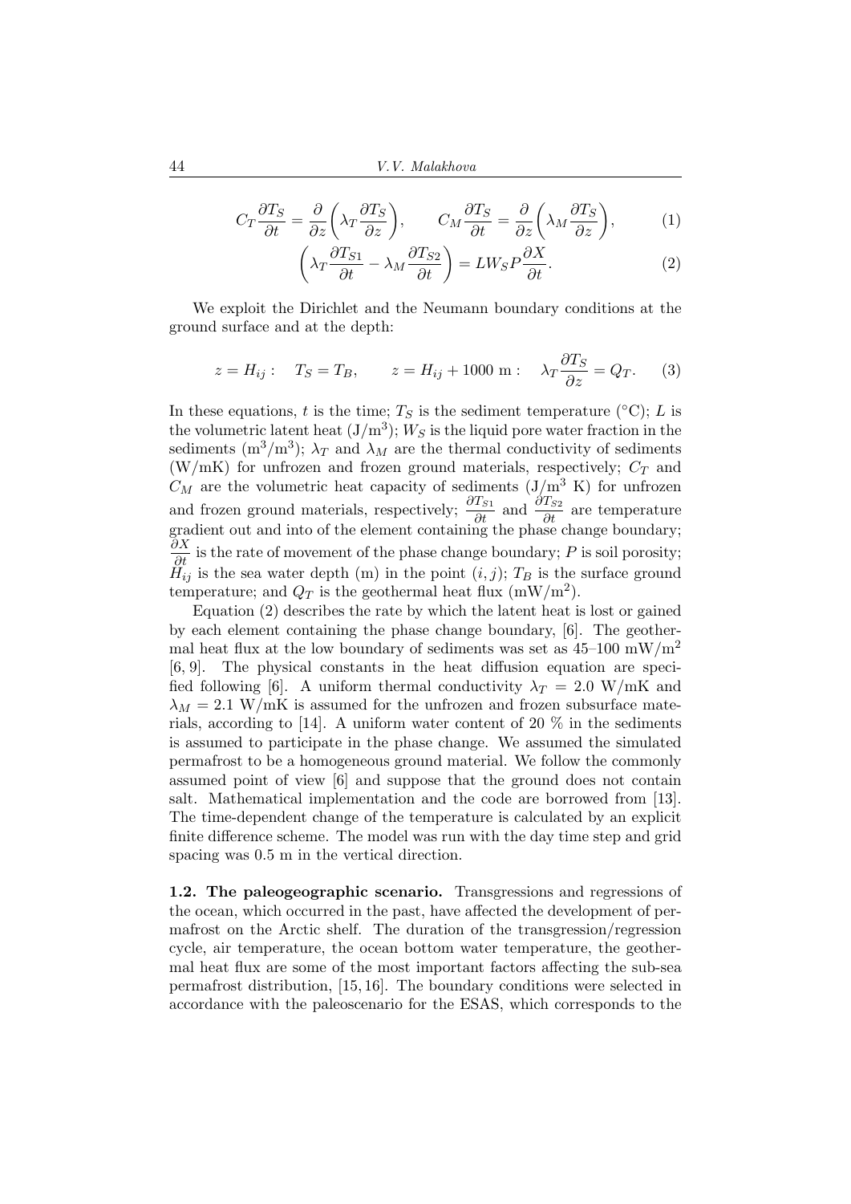$$C_T \frac{\partial T_S}{\partial t} = \frac{\partial}{\partial z}\left(\lambda_T \frac{\partial T_S}{\partial z}\right), \qquad C_M \frac{\partial T_S}{\partial t} = \frac{\partial}{\partial z}\left(\lambda_M \frac{\partial T_S}{\partial z}\right), \tag{1}$$

$$\left(\lambda_T \frac{\partial T_{S1}}{\partial t} - \lambda_M \frac{\partial T_{S2}}{\partial t}\right) = L W_S P \frac{\partial X}{\partial t}. \tag{2}$$

We exploit the Dirichlet and the Neumann boundary conditions at the ground surface and at the depth:

$$z = H_{ij}: \quad T_S = T_B, \qquad z = H_{ij} + 1000 \text{ m}: \quad \lambda_T \frac{\partial T_S}{\partial z} = Q_T. \tag{3}$$

In these equations, $t$ is the time; $T_S$ is the sediment temperature (°C); $L$ is the volumetric latent heat (J/m$^3$); $W_S$ is the liquid pore water fraction in the sediments (m$^3$/m$^3$); $\lambda_T$ and $\lambda_M$ are the thermal conductivity of sediments (W/mK) for unfrozen and frozen ground materials, respectively; $C_T$ and $C_M$ are the volumetric heat capacity of sediments (J/m$^3$ K) for unfrozen and frozen ground materials, respectively; $\frac{\partial T_{S1}}{\partial t}$ and $\frac{\partial T_{S2}}{\partial t}$ are temperature gradient out and into of the element containing the phase change boundary; $\frac{\partial X}{\partial t}$ is the rate of movement of the phase change boundary; $P$ is soil porosity; $H_{ij}$ is the sea water depth (m) in the point $(i, j)$; $T_B$ is the surface ground temperature; and $Q_T$ is the geothermal heat flux (mW/m$^2$).

Equation (2) describes the rate by which the latent heat is lost or gained by each element containing the phase change boundary, [6]. The geothermal heat flux at the low boundary of sediments was set as 45–100 mW/m$^2$ [6, 9]. The physical constants in the heat diffusion equation are specified following [6]. A uniform thermal conductivity $\lambda_T = 2.0$ W/mK and $\lambda_M = 2.1$ W/mK is assumed for the unfrozen and frozen subsurface materials, according to [14]. A uniform water content of 20 % in the sediments is assumed to participate in the phase change. We assumed the simulated permafrost to be a homogeneous ground material. We follow the commonly assumed point of view [6] and suppose that the ground does not contain salt. Mathematical implementation and the code are borrowed from [13]. The time-dependent change of the temperature is calculated by an explicit finite difference scheme. The model was run with the day time step and grid spacing was 0.5 m in the vertical direction.

**1.2. The paleogeographic scenario.** Transgressions and regressions of the ocean, which occurred in the past, have affected the development of permafrost on the Arctic shelf. The duration of the transgression/regression cycle, air temperature, the ocean bottom water temperature, the geothermal heat flux are some of the most important factors affecting the sub-sea permafrost distribution, [15, 16]. The boundary conditions were selected in accordance with the paleoscenario for the ESAS, which corresponds to the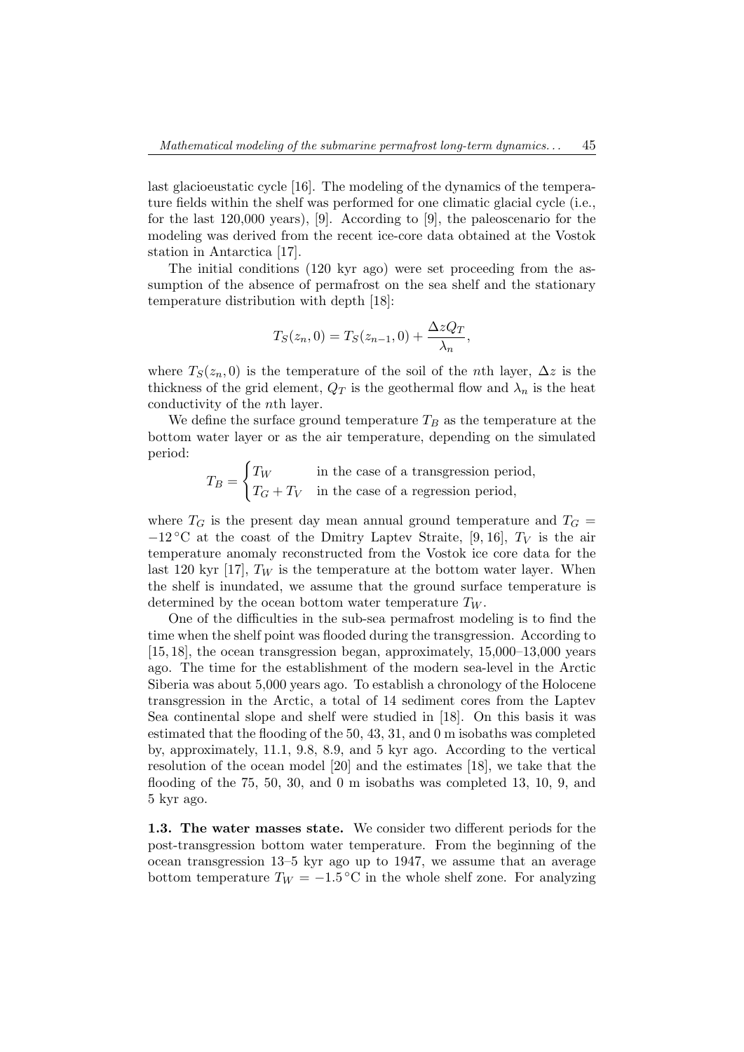last glacioeustatic cycle [16]. The modeling of the dynamics of the temperature fields within the shelf was performed for one climatic glacial cycle (i.e., for the last 120,000 years), [9]. According to [9], the paleoscenario for the modeling was derived from the recent ice-core data obtained at the Vostok station in Antarctica [17].

The initial conditions (120 kyr ago) were set proceeding from the assumption of the absence of permafrost on the sea shelf and the stationary temperature distribution with depth [18]:

$$T_S(z_n, 0) = T_S(z_{n-1}, 0) + \frac{\Delta z Q_T}{\lambda_n},$$

where $T_S(z_n, 0)$ is the temperature of the soil of the $n$th layer, $\Delta z$ is the thickness of the grid element, $Q_T$ is the geothermal flow and $\lambda_n$ is the heat conductivity of the $n$th layer.

We define the surface ground temperature $T_B$ as the temperature at the bottom water layer or as the air temperature, depending on the simulated period:

$$T_B = \begin{cases} T_W & \text{in the case of a transgression period,} \\ T_G + T_V & \text{in the case of a regression period,} \end{cases}$$

where $T_G$ is the present day mean annual ground temperature and $T_G = -12\,^\circ\text{C}$ at the coast of the Dmitry Laptev Straite, [9, 16], $T_V$ is the air temperature anomaly reconstructed from the Vostok ice core data for the last 120 kyr [17], $T_W$ is the temperature at the bottom water layer. When the shelf is inundated, we assume that the ground surface temperature is determined by the ocean bottom water temperature $T_W$.

One of the difficulties in the sub-sea permafrost modeling is to find the time when the shelf point was flooded during the transgression. According to [15, 18], the ocean transgression began, approximately, 15,000–13,000 years ago. The time for the establishment of the modern sea-level in the Arctic Siberia was about 5,000 years ago. To establish a chronology of the Holocene transgression in the Arctic, a total of 14 sediment cores from the Laptev Sea continental slope and shelf were studied in [18]. On this basis it was estimated that the flooding of the 50, 43, 31, and 0 m isobaths was completed by, approximately, 11.1, 9.8, 8.9, and 5 kyr ago. According to the vertical resolution of the ocean model [20] and the estimates [18], we take that the flooding of the 75, 50, 30, and 0 m isobaths was completed 13, 10, 9, and 5 kyr ago.

**1.3. The water masses state.** We consider two different periods for the post-transgression bottom water temperature. From the beginning of the ocean transgression 13–5 kyr ago up to 1947, we assume that an average bottom temperature $T_W = -1.5\,^\circ\text{C}$ in the whole shelf zone. For analyzing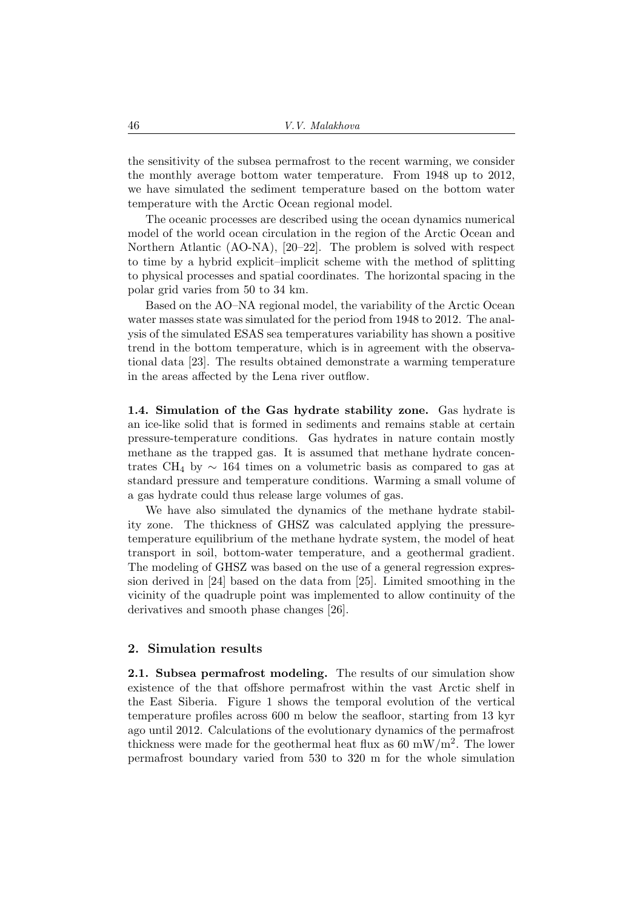the sensitivity of the subsea permafrost to the recent warming, we consider the monthly average bottom water temperature. From 1948 up to 2012, we have simulated the sediment temperature based on the bottom water temperature with the Arctic Ocean regional model.

The oceanic processes are described using the ocean dynamics numerical model of the world ocean circulation in the region of the Arctic Ocean and Northern Atlantic (AO-NA), [20–22]. The problem is solved with respect to time by a hybrid explicit–implicit scheme with the method of splitting to physical processes and spatial coordinates. The horizontal spacing in the polar grid varies from 50 to 34 km.

Based on the AO–NA regional model, the variability of the Arctic Ocean water masses state was simulated for the period from 1948 to 2012. The analysis of the simulated ESAS sea temperatures variability has shown a positive trend in the bottom temperature, which is in agreement with the observational data [23]. The results obtained demonstrate a warming temperature in the areas affected by the Lena river outflow.

**1.4. Simulation of the Gas hydrate stability zone.** Gas hydrate is an ice-like solid that is formed in sediments and remains stable at certain pressure-temperature conditions. Gas hydrates in nature contain mostly methane as the trapped gas. It is assumed that methane hydrate concentrates $CH_4$ by $\sim$ 164 times on a volumetric basis as compared to gas at standard pressure and temperature conditions. Warming a small volume of a gas hydrate could thus release large volumes of gas.

We have also simulated the dynamics of the methane hydrate stability zone. The thickness of GHSZ was calculated applying the pressure-temperature equilibrium of the methane hydrate system, the model of heat transport in soil, bottom-water temperature, and a geothermal gradient. The modeling of GHSZ was based on the use of a general regression expression derived in [24] based on the data from [25]. Limited smoothing in the vicinity of the quadruple point was implemented to allow continuity of the derivatives and smooth phase changes [26].

## 2. Simulation results

**2.1. Subsea permafrost modeling.** The results of our simulation show existence of the that offshore permafrost within the vast Arctic shelf in the East Siberia. Figure 1 shows the temporal evolution of the vertical temperature profiles across 600 m below the seafloor, starting from 13 kyr ago until 2012. Calculations of the evolutionary dynamics of the permafrost thickness were made for the geothermal heat flux as 60 $\mathrm{mW/m^2}$. The lower permafrost boundary varied from 530 to 320 m for the whole simulation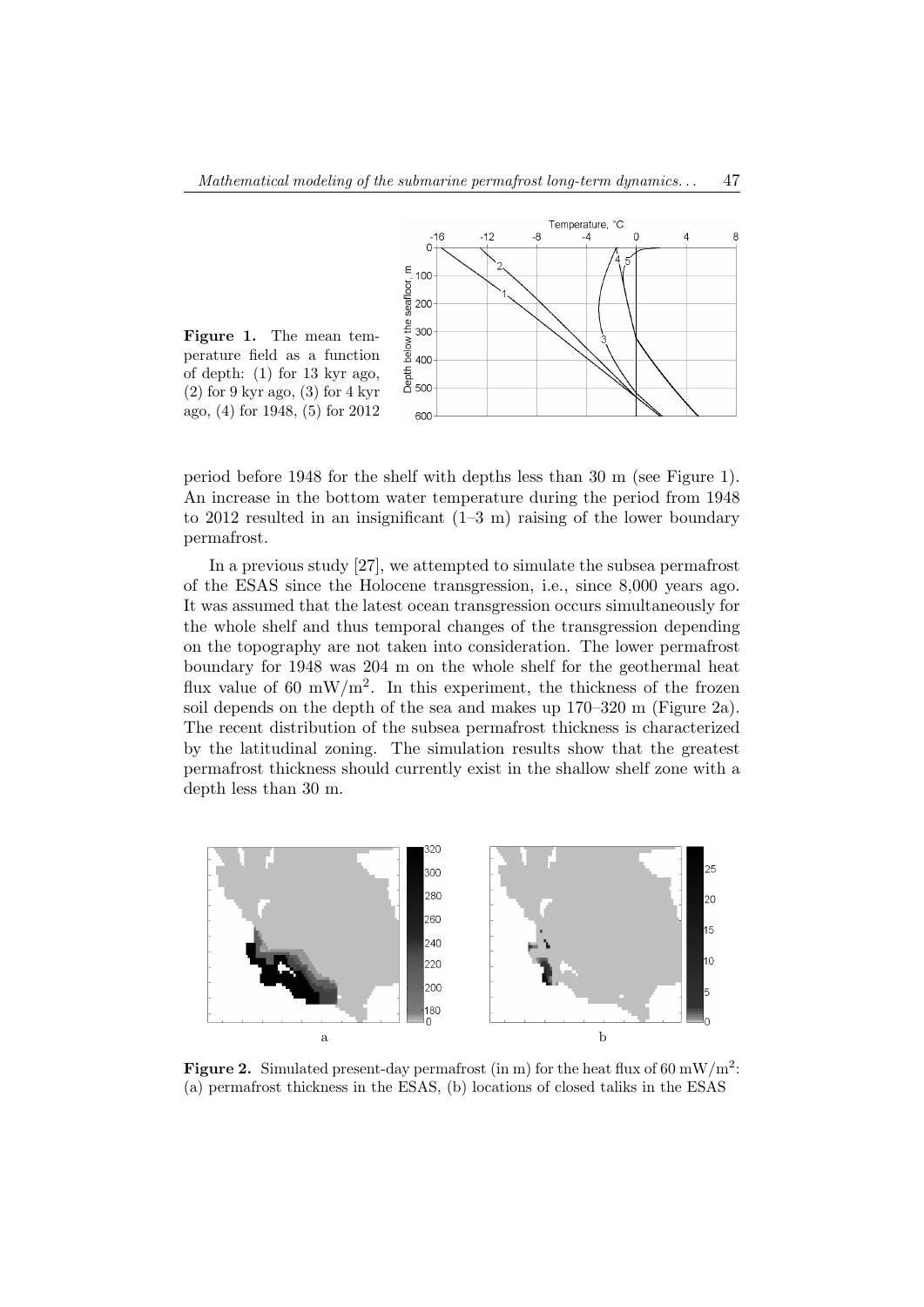**Figure 1.** The mean temperature field as a function of depth: (1) for 13 kyr ago, (2) for 9 kyr ago, (3) for 4 kyr ago, (4) for 1948, (5) for 2012

period before 1948 for the shelf with depths less than 30 m (see Figure 1). An increase in the bottom water temperature during the period from 1948 to 2012 resulted in an insignificant (1–3 m) raising of the lower boundary permafrost.

In a previous study [27], we attempted to simulate the subsea permafrost of the ESAS since the Holocene transgression, i.e., since 8,000 years ago. It was assumed that the latest ocean transgression occurs simultaneously for the whole shelf and thus temporal changes of the transgression depending on the topography are not taken into consideration. The lower permafrost boundary for 1948 was 204 m on the whole shelf for the geothermal heat flux value of 60 mW/m$^2$. In this experiment, the thickness of the frozen soil depends on the depth of the sea and makes up 170–320 m (Figure 2a). The recent distribution of the subsea permafrost thickness is characterized by the latitudinal zoning. The simulation results show that the greatest permafrost thickness should currently exist in the shallow shelf zone with a depth less than 30 m.

**Figure 2.** Simulated present-day permafrost (in m) for the heat flux of 60 mW/m$^2$: (a) permafrost thickness in the ESAS, (b) locations of closed taliks in the ESAS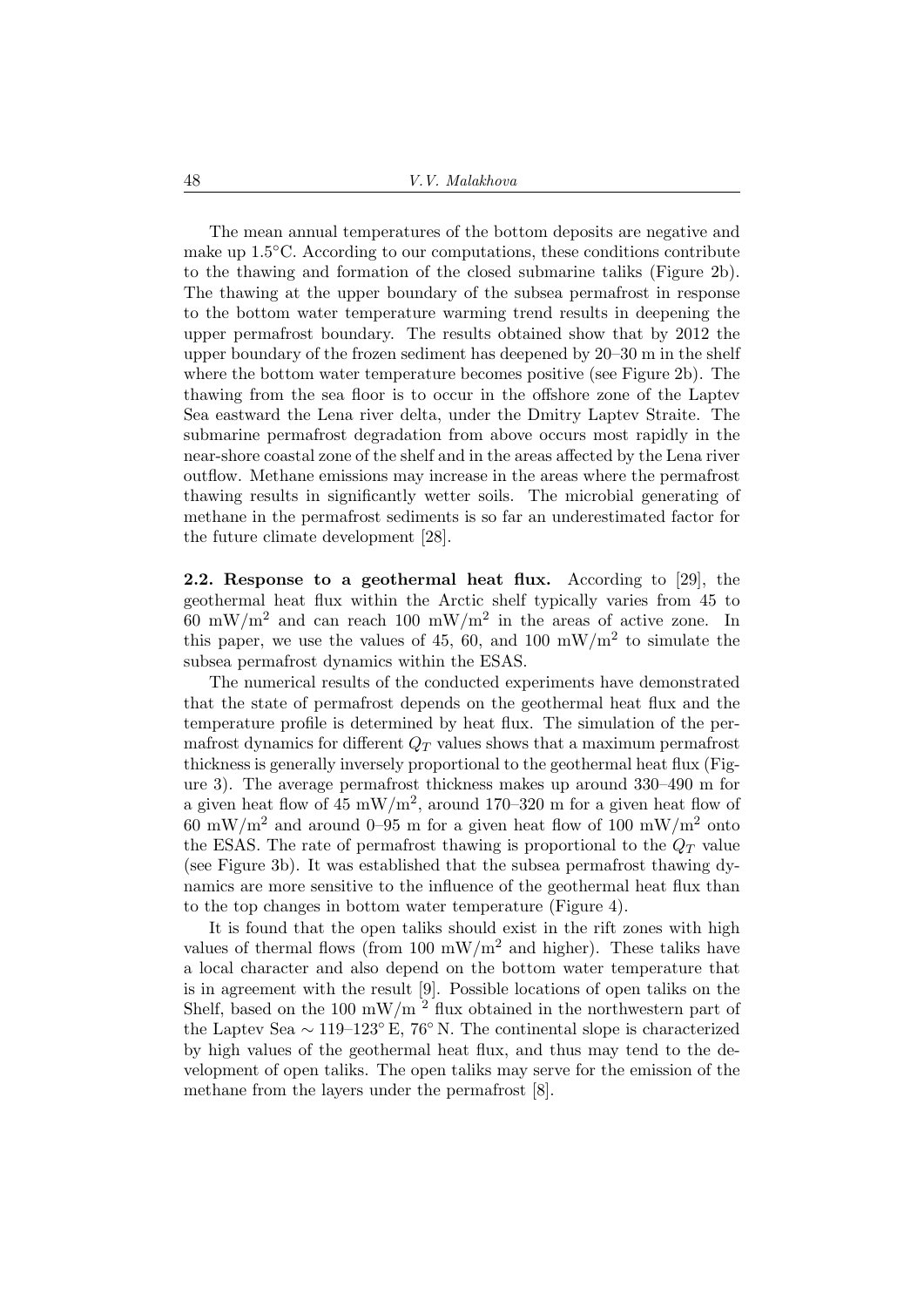The mean annual temperatures of the bottom deposits are negative and make up 1.5°C. According to our computations, these conditions contribute to the thawing and formation of the closed submarine taliks (Figure 2b). The thawing at the upper boundary of the subsea permafrost in response to the bottom water temperature warming trend results in deepening the upper permafrost boundary. The results obtained show that by 2012 the upper boundary of the frozen sediment has deepened by 20–30 m in the shelf where the bottom water temperature becomes positive (see Figure 2b). The thawing from the sea floor is to occur in the offshore zone of the Laptev Sea eastward the Lena river delta, under the Dmitry Laptev Straite. The submarine permafrost degradation from above occurs most rapidly in the near-shore coastal zone of the shelf and in the areas affected by the Lena river outflow. Methane emissions may increase in the areas where the permafrost thawing results in significantly wetter soils. The microbial generating of methane in the permafrost sediments is so far an underestimated factor for the future climate development [28].

**2.2. Response to a geothermal heat flux.** According to [29], the geothermal heat flux within the Arctic shelf typically varies from 45 to 60 mW/m$^2$ and can reach 100 mW/m$^2$ in the areas of active zone. In this paper, we use the values of 45, 60, and 100 mW/m$^2$ to simulate the subsea permafrost dynamics within the ESAS.

The numerical results of the conducted experiments have demonstrated that the state of permafrost depends on the geothermal heat flux and the temperature profile is determined by heat flux. The simulation of the permafrost dynamics for different $Q_T$ values shows that a maximum permafrost thickness is generally inversely proportional to the geothermal heat flux (Figure 3). The average permafrost thickness makes up around 330–490 m for a given heat flow of 45 mW/m$^2$, around 170–320 m for a given heat flow of 60 mW/m$^2$ and around 0–95 m for a given heat flow of 100 mW/m$^2$ onto the ESAS. The rate of permafrost thawing is proportional to the $Q_T$ value (see Figure 3b). It was established that the subsea permafrost thawing dynamics are more sensitive to the influence of the geothermal heat flux than to the top changes in bottom water temperature (Figure 4).

It is found that the open taliks should exist in the rift zones with high values of thermal flows (from 100 mW/m$^2$ and higher). These taliks have a local character and also depend on the bottom water temperature that is in agreement with the result [9]. Possible locations of open taliks on the Shelf, based on the 100 mW/m $^2$ flux obtained in the northwestern part of the Laptev Sea ∼ 119–123° E, 76° N. The continental slope is characterized by high values of the geothermal heat flux, and thus may tend to the development of open taliks. The open taliks may serve for the emission of the methane from the layers under the permafrost [8].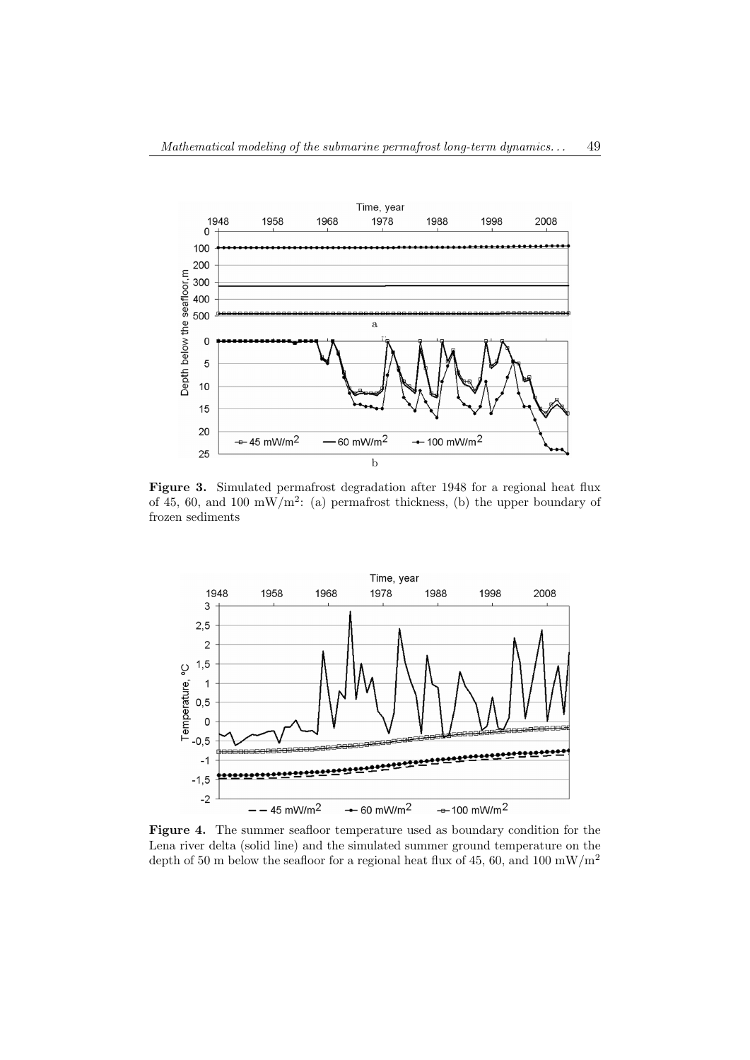**Figure 3.** Simulated permafrost degradation after 1948 for a regional heat flux of 45, 60, and 100 mW/m$^2$: (a) permafrost thickness, (b) the upper boundary of frozen sediments

**Figure 4.** The summer seafloor temperature used as boundary condition for the Lena river delta (solid line) and the simulated summer ground temperature on the depth of 50 m below the seafloor for a regional heat flux of 45, 60, and 100 mW/m$^2$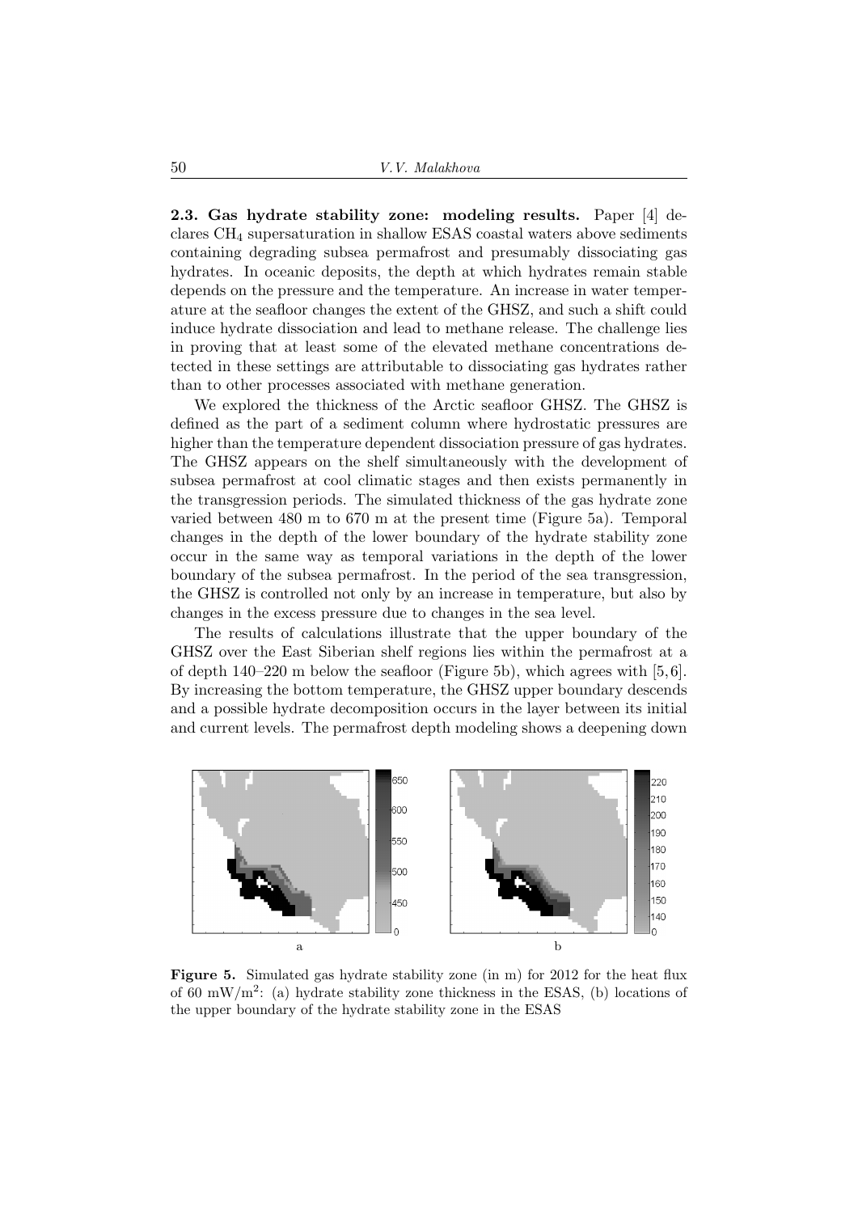**2.3. Gas hydrate stability zone: modeling results.** Paper [4] declares $CH_4$ supersaturation in shallow ESAS coastal waters above sediments containing degrading subsea permafrost and presumably dissociating gas hydrates. In oceanic deposits, the depth at which hydrates remain stable depends on the pressure and the temperature. An increase in water temperature at the seafloor changes the extent of the GHSZ, and such a shift could induce hydrate dissociation and lead to methane release. The challenge lies in proving that at least some of the elevated methane concentrations detected in these settings are attributable to dissociating gas hydrates rather than to other processes associated with methane generation.

We explored the thickness of the Arctic seafloor GHSZ. The GHSZ is defined as the part of a sediment column where hydrostatic pressures are higher than the temperature dependent dissociation pressure of gas hydrates. The GHSZ appears on the shelf simultaneously with the development of subsea permafrost at cool climatic stages and then exists permanently in the transgression periods. The simulated thickness of the gas hydrate zone varied between 480 m to 670 m at the present time (Figure 5a). Temporal changes in the depth of the lower boundary of the hydrate stability zone occur in the same way as temporal variations in the depth of the lower boundary of the subsea permafrost. In the period of the sea transgression, the GHSZ is controlled not only by an increase in temperature, but also by changes in the excess pressure due to changes in the sea level.

The results of calculations illustrate that the upper boundary of the GHSZ over the East Siberian shelf regions lies within the permafrost at a of depth 140–220 m below the seafloor (Figure 5b), which agrees with [5,6]. By increasing the bottom temperature, the GHSZ upper boundary descends and a possible hydrate decomposition occurs in the layer between its initial and current levels. The permafrost depth modeling shows a deepening down

**Figure 5.** Simulated gas hydrate stability zone (in m) for 2012 for the heat flux of 60 $mW/m^2$: (a) hydrate stability zone thickness in the ESAS, (b) locations of the upper boundary of the hydrate stability zone in the ESAS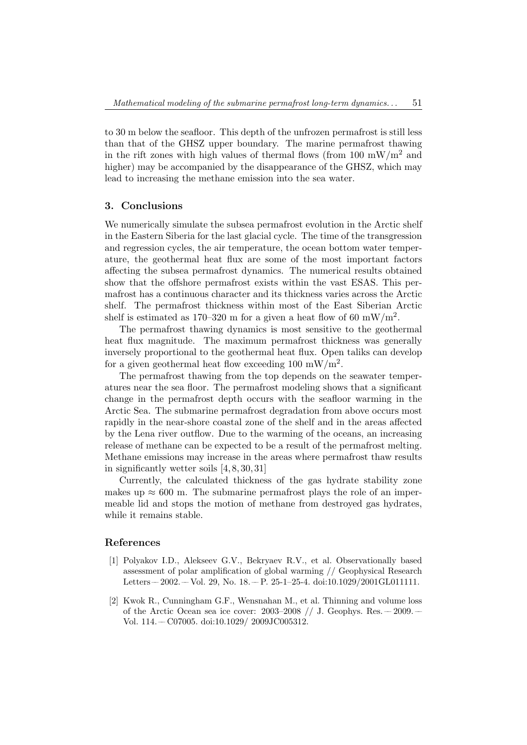to 30 m below the seafloor. This depth of the unfrozen permafrost is still less than that of the GHSZ upper boundary. The marine permafrost thawing in the rift zones with high values of thermal flows (from 100 mW/m$^2$ and higher) may be accompanied by the disappearance of the GHSZ, which may lead to increasing the methane emission into the sea water.

## 3. Conclusions

We numerically simulate the subsea permafrost evolution in the Arctic shelf in the Eastern Siberia for the last glacial cycle. The time of the transgression and regression cycles, the air temperature, the ocean bottom water temperature, the geothermal heat flux are some of the most important factors affecting the subsea permafrost dynamics. The numerical results obtained show that the offshore permafrost exists within the vast ESAS. This permafrost has a continuous character and its thickness varies across the Arctic shelf. The permafrost thickness within most of the East Siberian Arctic shelf is estimated as 170–320 m for a given a heat flow of 60 mW/m$^2$.

The permafrost thawing dynamics is most sensitive to the geothermal heat flux magnitude. The maximum permafrost thickness was generally inversely proportional to the geothermal heat flux. Open taliks can develop for a given geothermal heat flow exceeding 100 mW/m$^2$.

The permafrost thawing from the top depends on the seawater temperatures near the sea floor. The permafrost modeling shows that a significant change in the permafrost depth occurs with the seafloor warming in the Arctic Sea. The submarine permafrost degradation from above occurs most rapidly in the near-shore coastal zone of the shelf and in the areas affected by the Lena river outflow. Due to the warming of the oceans, an increasing release of methane can be expected to be a result of the permafrost melting. Methane emissions may increase in the areas where permafrost thaw results in significantly wetter soils [4, 8, 30, 31]

Currently, the calculated thickness of the gas hydrate stability zone makes up $\approx 600$ m. The submarine permafrost plays the role of an impermeable lid and stops the motion of methane from destroyed gas hydrates, while it remains stable.

## References

[1] Polyakov I.D., Alekseev G.V., Bekryaev R.V., et al. Observationally based assessment of polar amplification of global warming // Geophysical Research Letters — 2002. — Vol. 29, No. 18. — P. 25-1–25-4. doi:10.1029/2001GL011111.

[2] Kwok R., Cunningham G.F., Wensnahan M., et al. Thinning and volume loss of the Arctic Ocean sea ice cover: 2003–2008 // J. Geophys. Res. — 2009. — Vol. 114. — C07005. doi:10.1029/ 2009JC005312.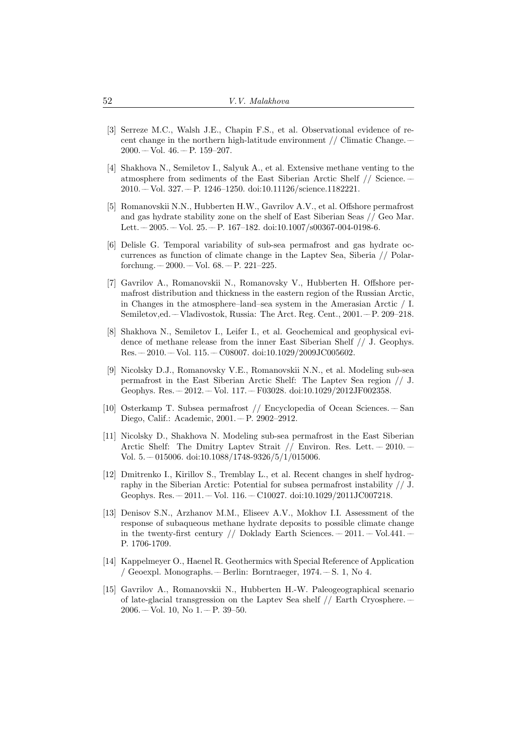[3] Serreze M.C., Walsh J.E., Chapin F.S., et al. Observational evidence of recent change in the northern high-latitude environment // Climatic Change. — 2000. — Vol. 46. — P. 159–207.

[4] Shakhova N., Semiletov I., Salyuk A., et al. Extensive methane venting to the atmosphere from sediments of the East Siberian Arctic Shelf // Science. — 2010. — Vol. 327. — P. 1246–1250. doi:10.11126/science.1182221.

[5] Romanovskii N.N., Hubberten H.W., Gavrilov A.V., et al. Offshore permafrost and gas hydrate stability zone on the shelf of East Siberian Seas // Geo Mar. Lett. — 2005. — Vol. 25. — P. 167–182. doi:10.1007/s00367-004-0198-6.

[6] Delisle G. Temporal variability of sub-sea permafrost and gas hydrate occurrences as function of climate change in the Laptev Sea, Siberia // Polarforchung. — 2000. — Vol. 68. — P. 221–225.

[7] Gavrilov A., Romanovskii N., Romanovsky V., Hubberten H. Offshore permafrost distribution and thickness in the eastern region of the Russian Arctic, in Changes in the atmosphere–land–sea system in the Amerasian Arctic / I. Semiletov,ed. — Vladivostok, Russia: The Arct. Reg. Cent., 2001. — P. 209–218.

[8] Shakhova N., Semiletov I., Leifer I., et al. Geochemical and geophysical evidence of methane release from the inner East Siberian Shelf // J. Geophys. Res. — 2010. — Vol. 115. — C08007. doi:10.1029/2009JC005602.

[9] Nicolsky D.J., Romanovsky V.E., Romanovskii N.N., et al. Modeling sub-sea permafrost in the East Siberian Arctic Shelf: The Laptev Sea region // J. Geophys. Res. — 2012. — Vol. 117. — F03028. doi:10.1029/2012JF002358.

[10] Osterkamp T. Subsea permafrost // Encyclopedia of Ocean Sciences. — San Diego, Calif.: Academic, 2001. — P. 2902–2912.

[11] Nicolsky D., Shakhova N. Modeling sub-sea permafrost in the East Siberian Arctic Shelf: The Dmitry Laptev Strait // Environ. Res. Lett. — 2010. — Vol. 5. — 015006. doi:10.1088/1748-9326/5/1/015006.

[12] Dmitrenko I., Kirillov S., Tremblay L., et al. Recent changes in shelf hydrography in the Siberian Arctic: Potential for subsea permafrost instability // J. Geophys. Res. — 2011. — Vol. 116. — C10027. doi:10.1029/2011JC007218.

[13] Denisov S.N., Arzhanov M.M., Eliseev A.V., Mokhov I.I. Assessment of the response of subaqueous methane hydrate deposits to possible climate change in the twenty-first century // Doklady Earth Sciences. — 2011. — Vol.441. — P. 1706-1709.

[14] Kappelmeyer O., Haenel R. Geothermics with Special Reference of Application / Geoexpl. Monographs. — Berlin: Borntraeger, 1974. — S. 1, No 4.

[15] Gavrilov A., Romanovskii N., Hubberten H.-W. Paleogeographical scenario of late-glacial transgression on the Laptev Sea shelf // Earth Cryosphere. — 2006. — Vol. 10, No 1. — P. 39–50.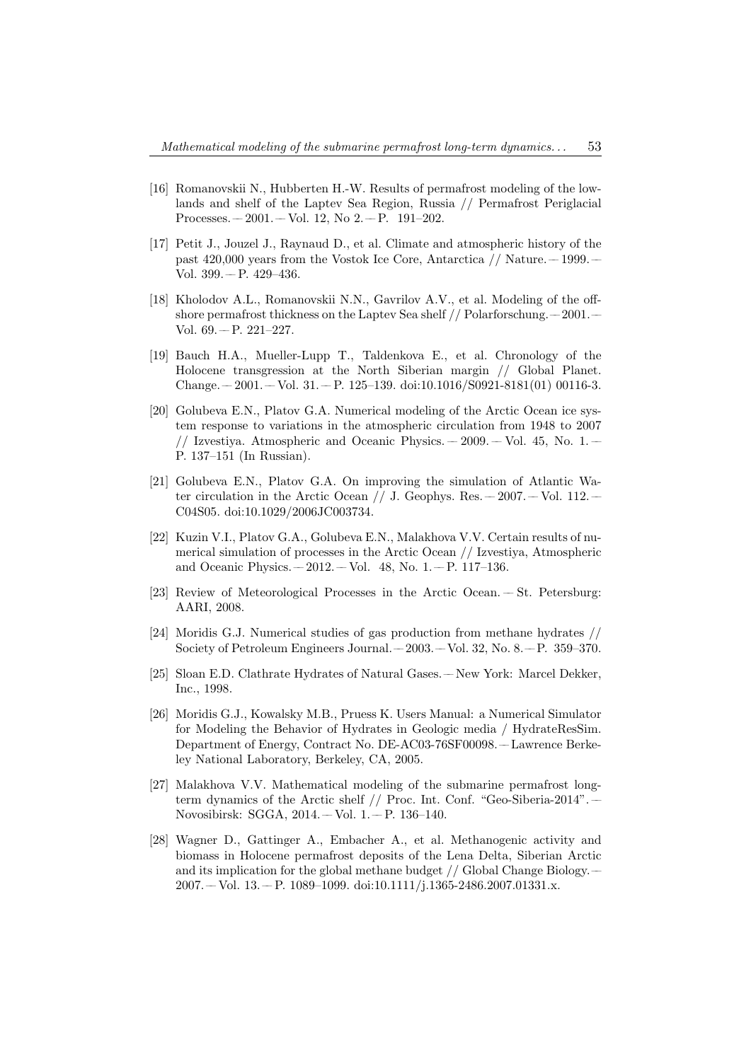[16] Romanovskii N., Hubberten H.-W. Results of permafrost modeling of the lowlands and shelf of the Laptev Sea Region, Russia // Permafrost Periglacial Processes. — 2001. — Vol. 12, No 2. — P. 191–202.

[17] Petit J., Jouzel J., Raynaud D., et al. Climate and atmospheric history of the past 420,000 years from the Vostok Ice Core, Antarctica // Nature. — 1999. — Vol. 399. — P. 429–436.

[18] Kholodov A.L., Romanovskii N.N., Gavrilov A.V., et al. Modeling of the offshore permafrost thickness on the Laptev Sea shelf // Polarforschung. — 2001. — Vol. 69. — P. 221–227.

[19] Bauch H.A., Mueller-Lupp T., Taldenkova E., et al. Chronology of the Holocene transgression at the North Siberian margin // Global Planet. Change. — 2001. — Vol. 31. — P. 125–139. doi:10.1016/S0921-8181(01) 00116-3.

[20] Golubeva E.N., Platov G.A. Numerical modeling of the Arctic Ocean ice system response to variations in the atmospheric circulation from 1948 to 2007 // Izvestiya. Atmospheric and Oceanic Physics. — 2009. — Vol. 45, No. 1. — P. 137–151 (In Russian).

[21] Golubeva E.N., Platov G.A. On improving the simulation of Atlantic Water circulation in the Arctic Ocean // J. Geophys. Res. — 2007. — Vol. 112. — C04S05. doi:10.1029/2006JC003734.

[22] Kuzin V.I., Platov G.A., Golubeva E.N., Malakhova V.V. Certain results of numerical simulation of processes in the Arctic Ocean // Izvestiya, Atmospheric and Oceanic Physics. — 2012. — Vol. 48, No. 1. — P. 117–136.

[23] Review of Meteorological Processes in the Arctic Ocean. — St. Petersburg: AARI, 2008.

[24] Moridis G.J. Numerical studies of gas production from methane hydrates // Society of Petroleum Engineers Journal. — 2003. — Vol. 32, No. 8. — P. 359–370.

[25] Sloan E.D. Clathrate Hydrates of Natural Gases. — New York: Marcel Dekker, Inc., 1998.

[26] Moridis G.J., Kowalsky M.B., Pruess K. Users Manual: a Numerical Simulator for Modeling the Behavior of Hydrates in Geologic media / HydrateResSim. Department of Energy, Contract No. DE-AC03-76SF00098. — Lawrence Berkeley National Laboratory, Berkeley, CA, 2005.

[27] Malakhova V.V. Mathematical modeling of the submarine permafrost long-term dynamics of the Arctic shelf // Proc. Int. Conf. "Geo-Siberia-2014". — Novosibirsk: SGGA, 2014. — Vol. 1. — P. 136–140.

[28] Wagner D., Gattinger A., Embacher A., et al. Methanogenic activity and biomass in Holocene permafrost deposits of the Lena Delta, Siberian Arctic and its implication for the global methane budget // Global Change Biology. — 2007. — Vol. 13. — P. 1089–1099. doi:10.1111/j.1365-2486.2007.01331.x.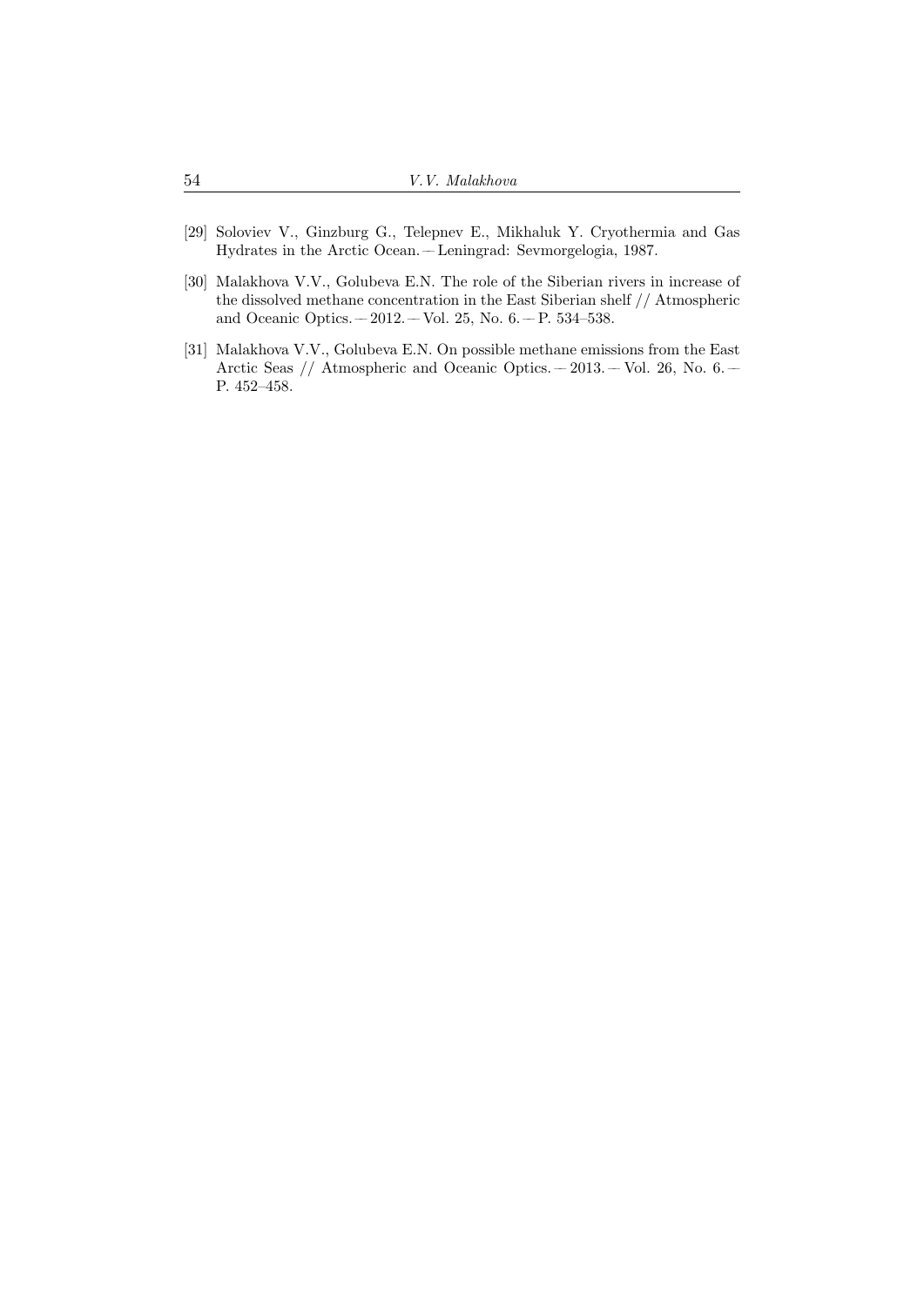[29] Soloviev V., Ginzburg G., Telepnev E., Mikhaluk Y. Cryothermia and Gas Hydrates in the Arctic Ocean. — Leningrad: Sevmorgelogia, 1987.

[30] Malakhova V.V., Golubeva E.N. The role of the Siberian rivers in increase of the dissolved methane concentration in the East Siberian shelf // Atmospheric and Oceanic Optics. — 2012. — Vol. 25, No. 6. — P. 534–538.

[31] Malakhova V.V., Golubeva E.N. On possible methane emissions from the East Arctic Seas // Atmospheric and Oceanic Optics. — 2013. — Vol. 26, No. 6. — P. 452–458.